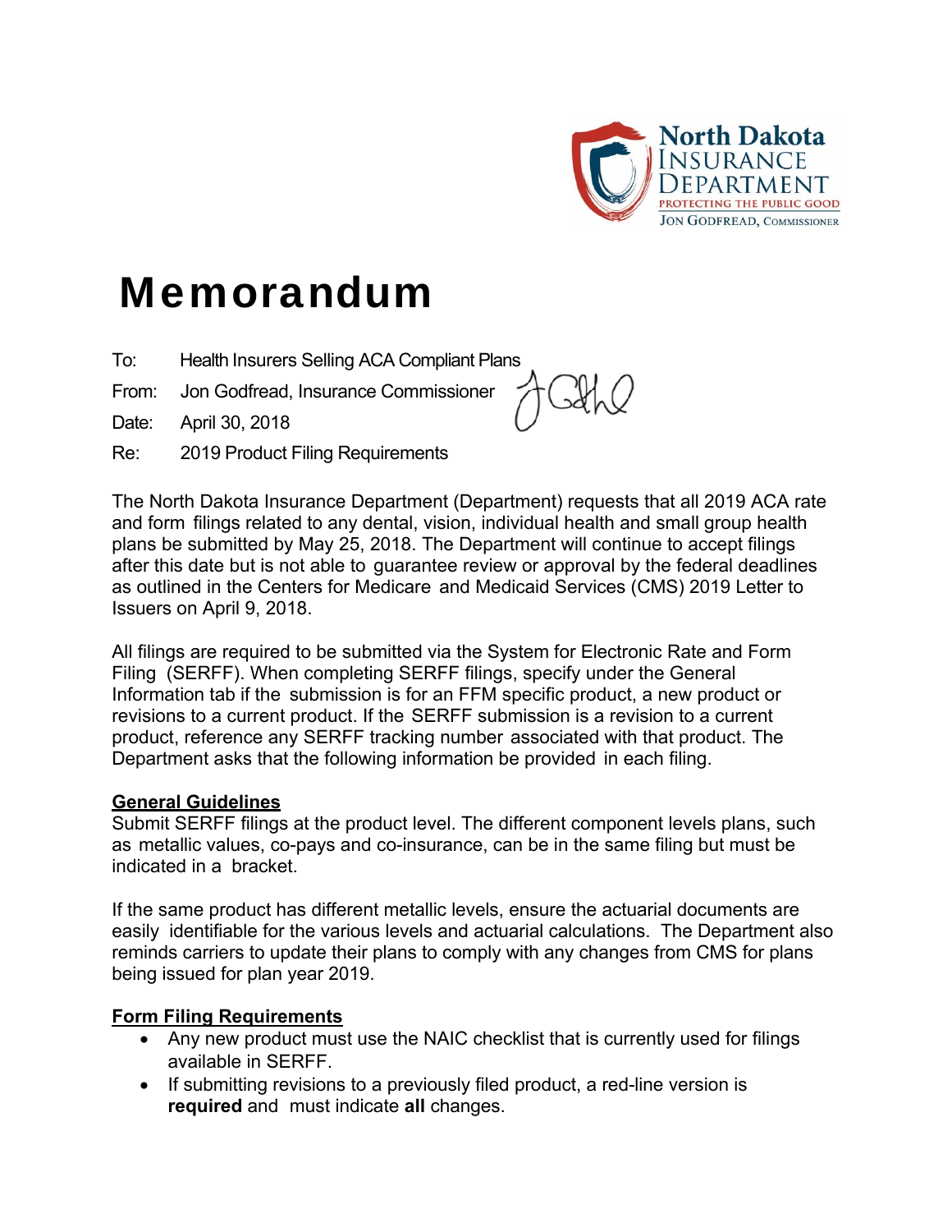North Dakota Insurance Department
PROTECTING THE PUBLIC GOOD
JON GODFREAD, COMMISSIONER

# Memorandum

To: Health Insurers Selling ACA Compliant Plans

From: Jon Godfread, Insurance Commissioner

Date: April 30, 2018

Re: 2019 Product Filing Requirements

The North Dakota Insurance Department (Department) requests that all 2019 ACA rate and form filings related to any dental, vision, individual health and small group health plans be submitted by May 25, 2018. The Department will continue to accept filings after this date but is not able to guarantee review or approval by the federal deadlines as outlined in the Centers for Medicare and Medicaid Services (CMS) 2019 Letter to Issuers on April 9, 2018.

All filings are required to be submitted via the System for Electronic Rate and Form Filing (SERFF). When completing SERFF filings, specify under the General Information tab if the submission is for an FFM specific product, a new product or revisions to a current product. If the SERFF submission is a revision to a current product, reference any SERFF tracking number associated with that product. The Department asks that the following information be provided in each filing.

## General Guidelines

Submit SERFF filings at the product level. The different component levels plans, such as metallic values, co-pays and co-insurance, can be in the same filing but must be indicated in a bracket.

If the same product has different metallic levels, ensure the actuarial documents are easily identifiable for the various levels and actuarial calculations. The Department also reminds carriers to update their plans to comply with any changes from CMS for plans being issued for plan year 2019.

## Form Filing Requirements

- Any new product must use the NAIC checklist that is currently used for filings available in SERFF.
- If submitting revisions to a previously filed product, a red-line version is **required** and must indicate **all** changes.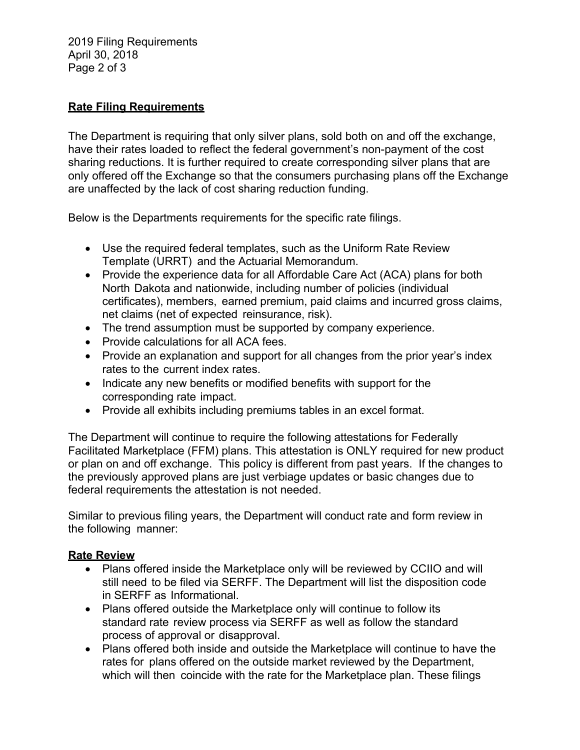**Rate Filing Requirements**

The Department is requiring that only silver plans, sold both on and off the exchange, have their rates loaded to reflect the federal government's non-payment of the cost sharing reductions. It is further required to create corresponding silver plans that are only offered off the Exchange so that the consumers purchasing plans off the Exchange are unaffected by the lack of cost sharing reduction funding.

Below is the Departments requirements for the specific rate filings.

- Use the required federal templates, such as the Uniform Rate Review Template (URRT) and the Actuarial Memorandum.
- Provide the experience data for all Affordable Care Act (ACA) plans for both North Dakota and nationwide, including number of policies (individual certificates), members, earned premium, paid claims and incurred gross claims, net claims (net of expected reinsurance, risk).
- The trend assumption must be supported by company experience.
- Provide calculations for all ACA fees.
- Provide an explanation and support for all changes from the prior year's index rates to the current index rates.
- Indicate any new benefits or modified benefits with support for the corresponding rate impact.
- Provide all exhibits including premiums tables in an excel format.

The Department will continue to require the following attestations for Federally Facilitated Marketplace (FFM) plans. This attestation is ONLY required for new product or plan on and off exchange. This policy is different from past years. If the changes to the previously approved plans are just verbiage updates or basic changes due to federal requirements the attestation is not needed.

Similar to previous filing years, the Department will conduct rate and form review in the following manner:

**Rate Review**

- Plans offered inside the Marketplace only will be reviewed by CCIIO and will still need to be filed via SERFF. The Department will list the disposition code in SERFF as Informational.
- Plans offered outside the Marketplace only will continue to follow its standard rate review process via SERFF as well as follow the standard process of approval or disapproval.
- Plans offered both inside and outside the Marketplace will continue to have the rates for plans offered on the outside market reviewed by the Department, which will then coincide with the rate for the Marketplace plan. These filings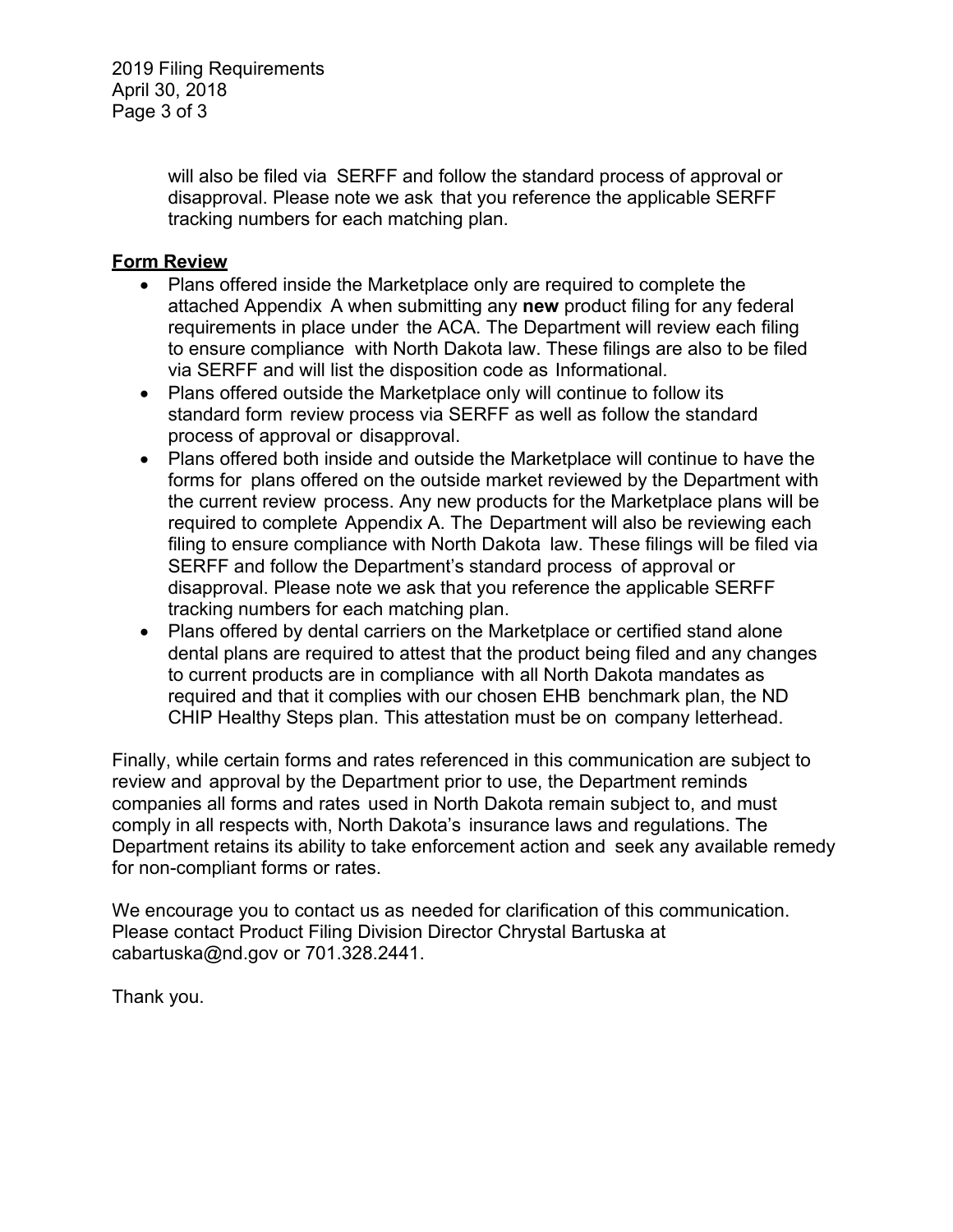will also be filed via SERFF and follow the standard process of approval or disapproval. Please note we ask that you reference the applicable SERFF tracking numbers for each matching plan.

**Form Review**

- Plans offered inside the Marketplace only are required to complete the attached Appendix A when submitting any **new** product filing for any federal requirements in place under the ACA. The Department will review each filing to ensure compliance with North Dakota law. These filings are also to be filed via SERFF and will list the disposition code as Informational.
- Plans offered outside the Marketplace only will continue to follow its standard form review process via SERFF as well as follow the standard process of approval or disapproval.
- Plans offered both inside and outside the Marketplace will continue to have the forms for plans offered on the outside market reviewed by the Department with the current review process. Any new products for the Marketplace plans will be required to complete Appendix A. The Department will also be reviewing each filing to ensure compliance with North Dakota law. These filings will be filed via SERFF and follow the Department's standard process of approval or disapproval. Please note we ask that you reference the applicable SERFF tracking numbers for each matching plan.
- Plans offered by dental carriers on the Marketplace or certified stand alone dental plans are required to attest that the product being filed and any changes to current products are in compliance with all North Dakota mandates as required and that it complies with our chosen EHB benchmark plan, the ND CHIP Healthy Steps plan. This attestation must be on company letterhead.

Finally, while certain forms and rates referenced in this communication are subject to review and approval by the Department prior to use, the Department reminds companies all forms and rates used in North Dakota remain subject to, and must comply in all respects with, North Dakota's insurance laws and regulations. The Department retains its ability to take enforcement action and seek any available remedy for non-compliant forms or rates.

We encourage you to contact us as needed for clarification of this communication. Please contact Product Filing Division Director Chrystal Bartuska at cabartuska@nd.gov or 701.328.2441.

Thank you.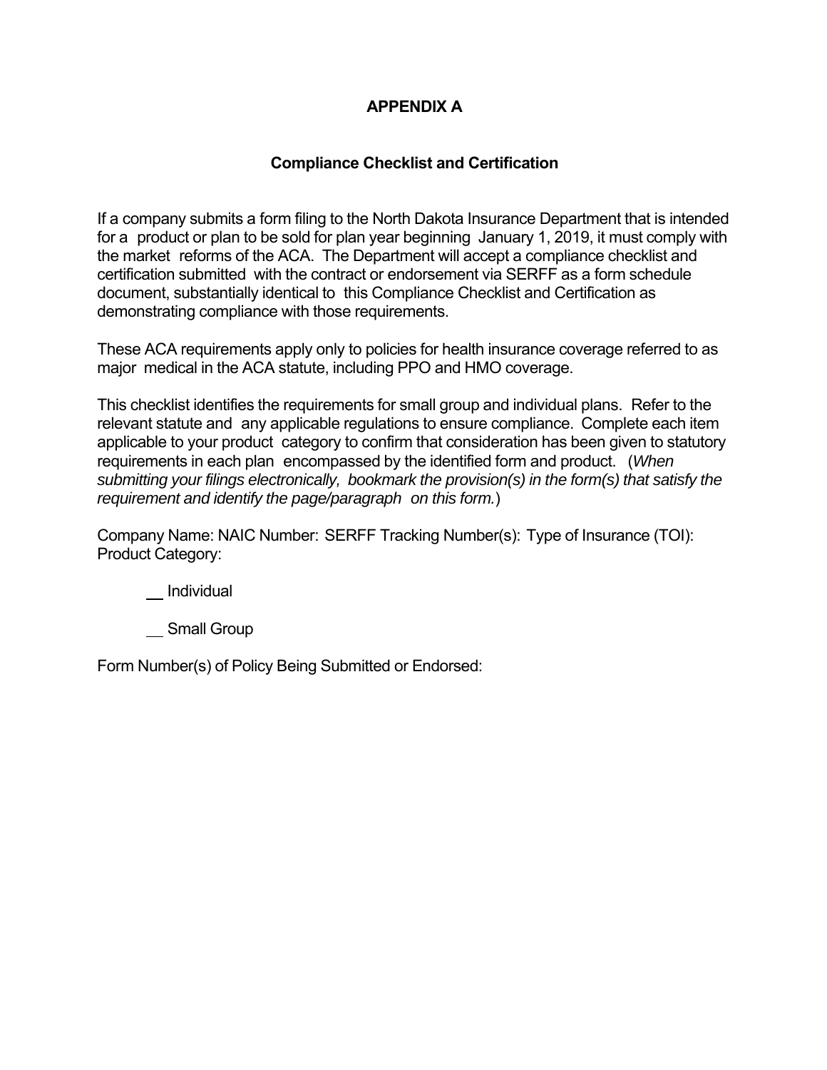# APPENDIX A

## Compliance Checklist and Certification

If a company submits a form filing to the North Dakota Insurance Department that is intended for a product or plan to be sold for plan year beginning January 1, 2019, it must comply with the market reforms of the ACA. The Department will accept a compliance checklist and certification submitted with the contract or endorsement via SERFF as a form schedule document, substantially identical to this Compliance Checklist and Certification as demonstrating compliance with those requirements.

These ACA requirements apply only to policies for health insurance coverage referred to as major medical in the ACA statute, including PPO and HMO coverage.

This checklist identifies the requirements for small group and individual plans. Refer to the relevant statute and any applicable regulations to ensure compliance. Complete each item applicable to your product category to confirm that consideration has been given to statutory requirements in each plan encompassed by the identified form and product. (*When submitting your filings electronically, bookmark the provision(s) in the form(s) that satisfy the requirement and identify the page/paragraph on this form.*)

Company Name: NAIC Number: SERFF Tracking Number(s): Type of Insurance (TOI): Product Category:

__ Individual

__ Small Group

Form Number(s) of Policy Being Submitted or Endorsed: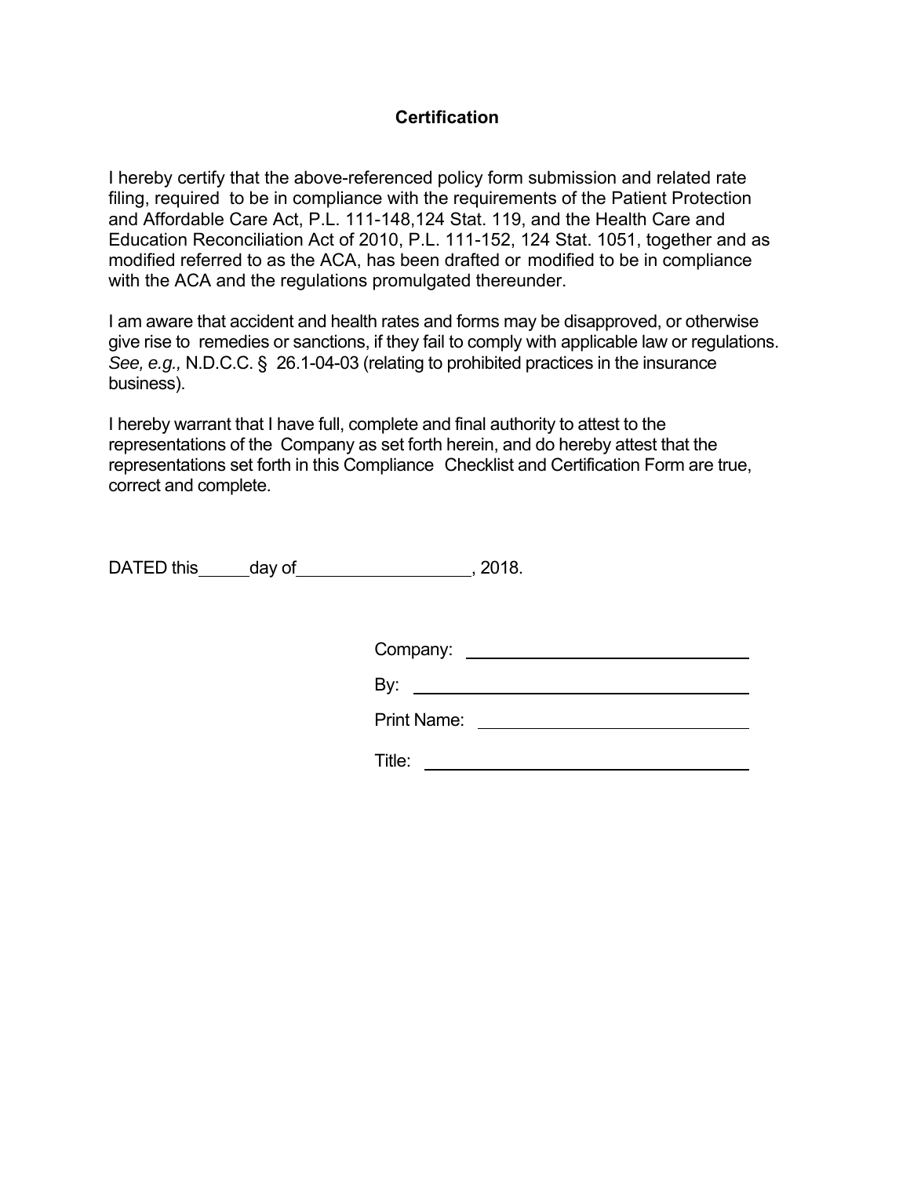## Certification

I hereby certify that the above-referenced policy form submission and related rate filing, required to be in compliance with the requirements of the Patient Protection and Affordable Care Act, P.L. 111-148,124 Stat. 119, and the Health Care and Education Reconciliation Act of 2010, P.L. 111-152, 124 Stat. 1051, together and as modified referred to as the ACA, has been drafted or modified to be in compliance with the ACA and the regulations promulgated thereunder.

I am aware that accident and health rates and forms may be disapproved, or otherwise give rise to remedies or sanctions, if they fail to comply with applicable law or regulations. *See, e.g.,* N.D.C.C. § 26.1-04-03 (relating to prohibited practices in the insurance business).

I hereby warrant that I have full, complete and final authority to attest to the representations of the Company as set forth herein, and do hereby attest that the representations set forth in this Compliance Checklist and Certification Form are true, correct and complete.

DATED this _____ day of __________________, 2018.

Company: ______________________________

By: ______________________________

Print Name: ______________________________

Title: ______________________________